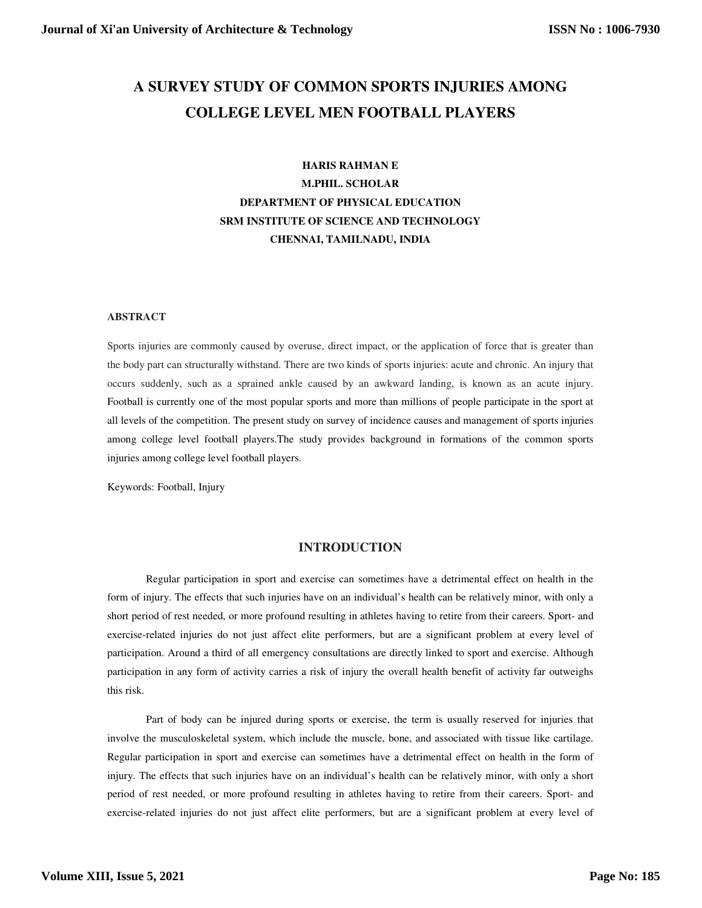# A SURVEY STUDY OF COMMON SPORTS INJURIES AMONG COLLEGE LEVEL MEN FOOTBALL PLAYERS

**HARIS RAHMAN E**
**M.PHIL. SCHOLAR**
**DEPARTMENT OF PHYSICAL EDUCATION**
**SRM INSTITUTE OF SCIENCE AND TECHNOLOGY**
**CHENNAI, TAMILNADU, INDIA**

### ABSTRACT

Sports injuries are commonly caused by overuse, direct impact, or the application of force that is greater than the body part can structurally withstand. There are two kinds of sports injuries: acute and chronic. An injury that occurs suddenly, such as a sprained ankle caused by an awkward landing, is known as an acute injury. Football is currently one of the most popular sports and more than millions of people participate in the sport at all levels of the competition. The present study on survey of incidence causes and management of sports injuries among college level football players.The study provides background in formations of the common sports injuries among college level football players.

Keywords: Football, Injury

## INTRODUCTION

Regular participation in sport and exercise can sometimes have a detrimental effect on health in the form of injury. The effects that such injuries have on an individual's health can be relatively minor, with only a short period of rest needed, or more profound resulting in athletes having to retire from their careers. Sport- and exercise-related injuries do not just affect elite performers, but are a significant problem at every level of participation. Around a third of all emergency consultations are directly linked to sport and exercise. Although participation in any form of activity carries a risk of injury the overall health benefit of activity far outweighs this risk.

Part of body can be injured during sports or exercise, the term is usually reserved for injuries that involve the musculoskeletal system, which include the muscle, bone, and associated with tissue like cartilage. Regular participation in sport and exercise can sometimes have a detrimental effect on health in the form of injury. The effects that such injuries have on an individual's health can be relatively minor, with only a short period of rest needed, or more profound resulting in athletes having to retire from their careers. Sport- and exercise-related injuries do not just affect elite performers, but are a significant problem at every level of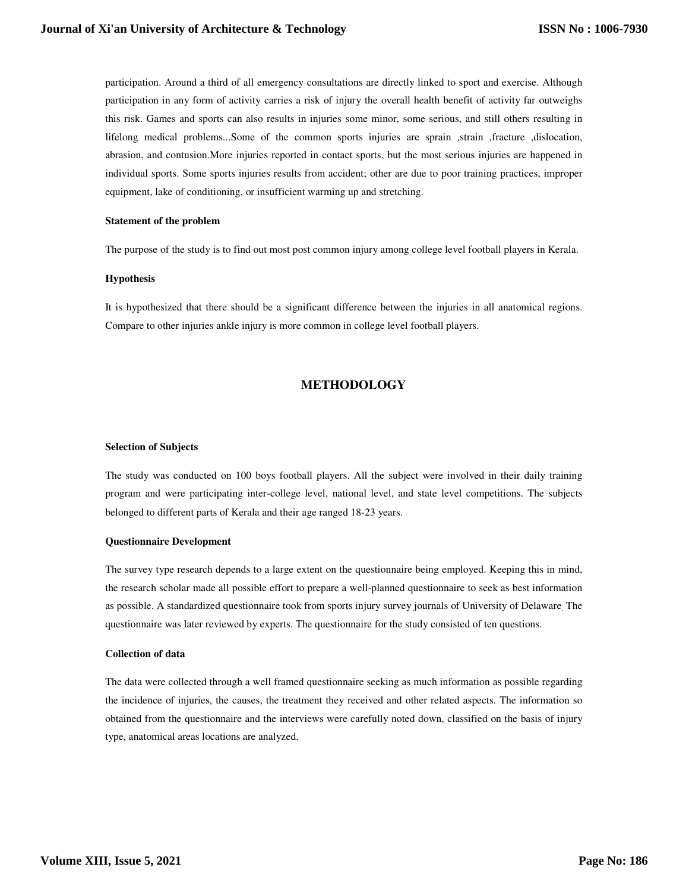participation. Around a third of all emergency consultations are directly linked to sport and exercise. Although participation in any form of activity carries a risk of injury the overall health benefit of activity far outweighs this risk. Games and sports can also results in injuries some minor, some serious, and still others resulting in lifelong medical problems...Some of the common sports injuries are sprain ,strain ,fracture ,dislocation, abrasion, and contusion.More injuries reported in contact sports, but the most serious injuries are happened in individual sports. Some sports injuries results from accident; other are due to poor training practices, improper equipment, lake of conditioning, or insufficient warming up and stretching.

**Statement of the problem**

The purpose of the study is to find out most post common injury among college level football players in Kerala.

**Hypothesis**

It is hypothesized that there should be a significant difference between the injuries in all anatomical regions. Compare to other injuries ankle injury is more common in college level football players.

## METHODOLOGY

**Selection of Subjects**

The study was conducted on 100 boys football players. All the subject were involved in their daily training program and were participating inter-college level, national level, and state level competitions. The subjects belonged to different parts of Kerala and their age ranged 18-23 years.

**Questionnaire Development**

The survey type research depends to a large extent on the questionnaire being employed. Keeping this in mind, the research scholar made all possible effort to prepare a well-planned questionnaire to seek as best information as possible. A standardized questionnaire took from sports injury survey journals of University of Delaware. The questionnaire was later reviewed by experts. The questionnaire for the study consisted of ten questions.

**Collection of data**

The data were collected through a well framed questionnaire seeking as much information as possible regarding the incidence of injuries, the causes, the treatment they received and other related aspects. The information so obtained from the questionnaire and the interviews were carefully noted down, classified on the basis of injury type, anatomical areas locations are analyzed.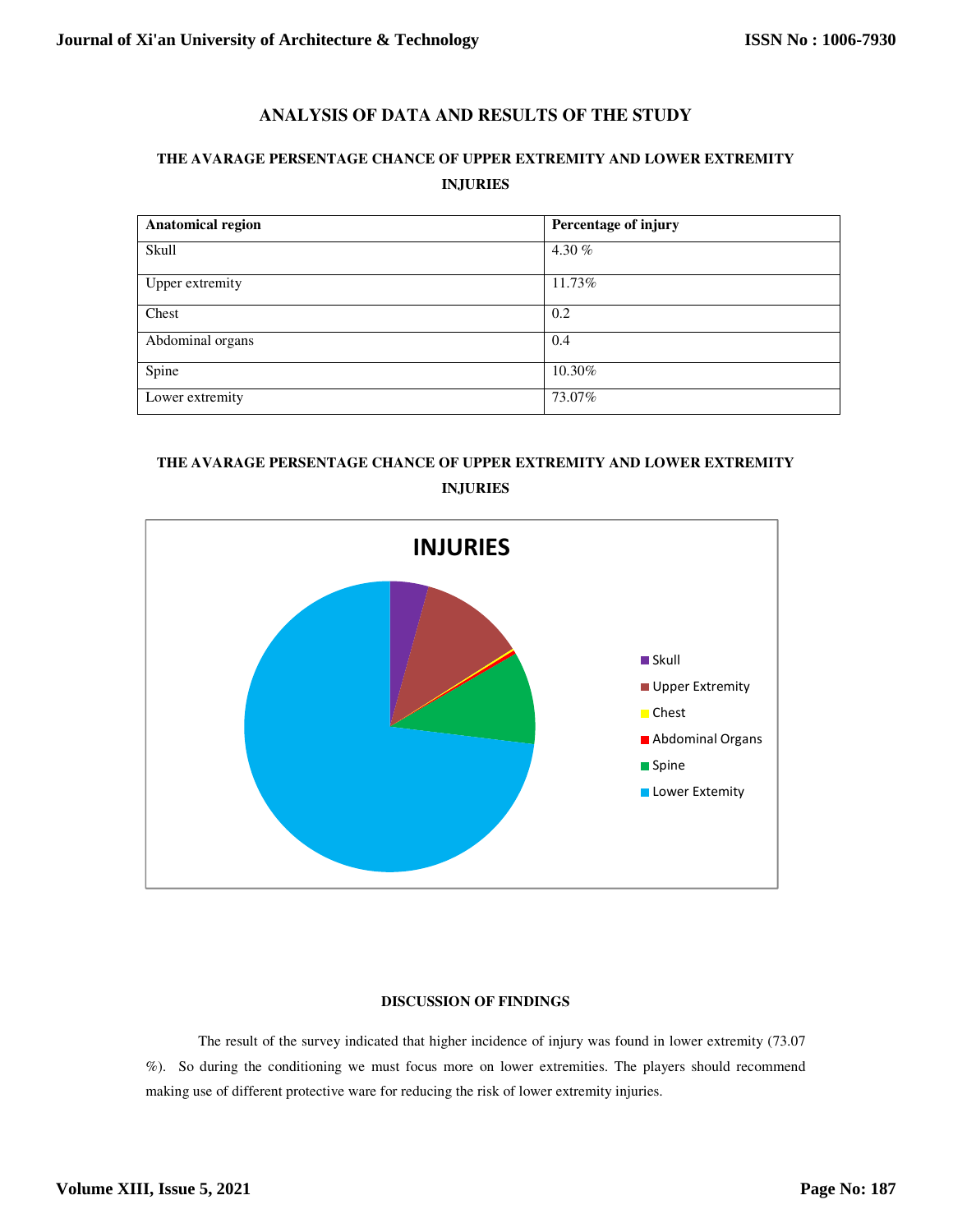## ANALYSIS OF DATA AND RESULTS OF THE STUDY

### THE AVARAGE PERSENTAGE CHANCE OF UPPER EXTREMITY AND LOWER EXTREMITY INJURIES

| Anatomical region | Percentage of injury |
|---|---|
| Skull | 4.30 % |
| Upper extremity | 11.73% |
| Chest | 0.2 |
| Abdominal organs | 0.4 |
| Spine | 10.30% |
| Lower extremity | 73.07% |

### THE AVARAGE PERSENTAGE CHANCE OF UPPER EXTREMITY AND LOWER EXTREMITY INJURIES

**INJURIES**

- Skull
- Upper Extremity
- Chest
- Abdominal Organs
- Spine
- Lower Extemity

### DISCUSSION OF FINDINGS

The result of the survey indicated that higher incidence of injury was found in lower extremity (73.07 %). So during the conditioning we must focus more on lower extremities. The players should recommend making use of different protective ware for reducing the risk of lower extremity injuries.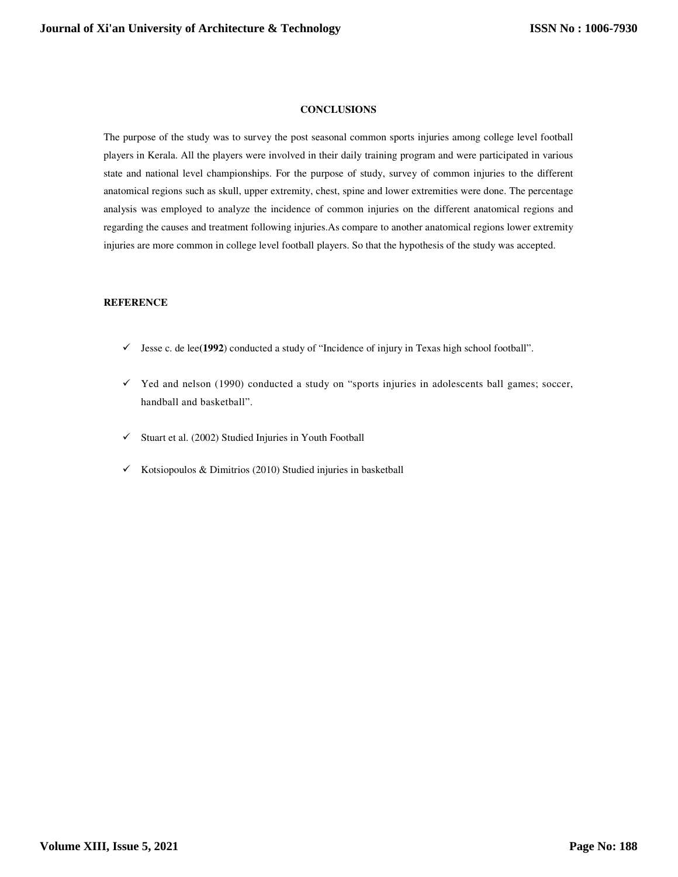## CONCLUSIONS

The purpose of the study was to survey the post seasonal common sports injuries among college level football players in Kerala. All the players were involved in their daily training program and were participated in various state and national level championships. For the purpose of study, survey of common injuries to the different anatomical regions such as skull, upper extremity, chest, spine and lower extremities were done. The percentage analysis was employed to analyze the incidence of common injuries on the different anatomical regions and regarding the causes and treatment following injuries.As compare to another anatomical regions lower extremity injuries are more common in college level football players. So that the hypothesis of the study was accepted.

## REFERENCE

- ✓ Jesse c. de lee(**1992**) conducted a study of "Incidence of injury in Texas high school football".
- ✓ Yed and nelson (1990) conducted a study on "sports injuries in adolescents ball games; soccer, handball and basketball".
- ✓ Stuart et al. (2002) Studied Injuries in Youth Football
- ✓ Kotsiopoulos & Dimitrios (2010) Studied injuries in basketball